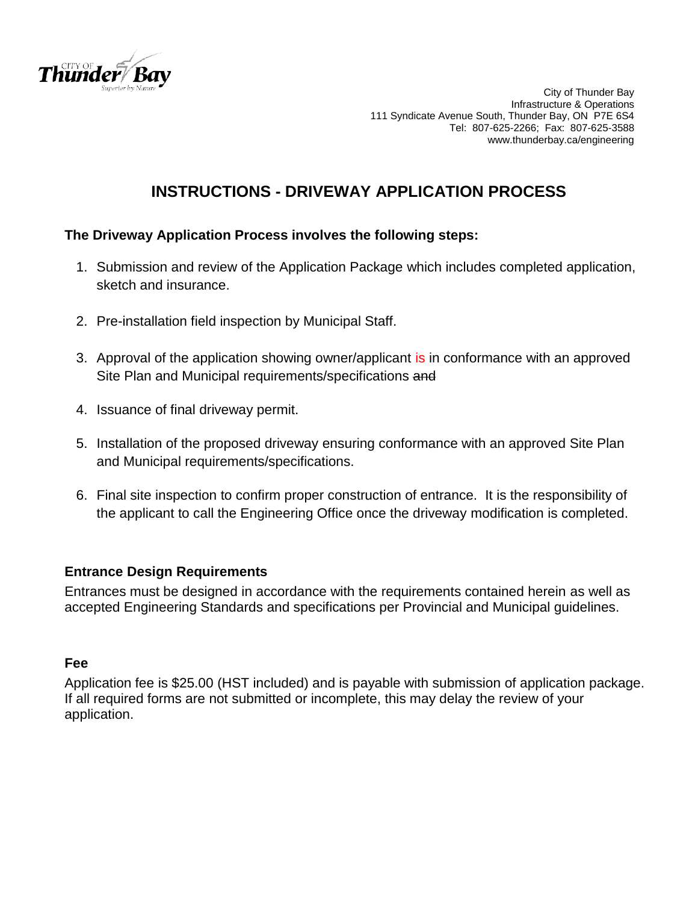City of Thunder Bay
Infrastructure & Operations
111 Syndicate Avenue South, Thunder Bay, ON P7E 6S4
Tel: 807-625-2266; Fax: 807-625-3588
www.thunderbay.ca/engineering

# INSTRUCTIONS - DRIVEWAY APPLICATION PROCESS

**The Driveway Application Process involves the following steps:**

1. Submission and review of the Application Package which includes completed application, sketch and insurance.
2. Pre-installation field inspection by Municipal Staff.
3. Approval of the application showing owner/applicant is in conformance with an approved Site Plan and Municipal requirements/specifications ~~and~~
4. Issuance of final driveway permit.
5. Installation of the proposed driveway ensuring conformance with an approved Site Plan and Municipal requirements/specifications.
6. Final site inspection to confirm proper construction of entrance. It is the responsibility of the applicant to call the Engineering Office once the driveway modification is completed.

### Entrance Design Requirements

Entrances must be designed in accordance with the requirements contained herein as well as accepted Engineering Standards and specifications per Provincial and Municipal guidelines.

### Fee

Application fee is $25.00 (HST included) and is payable with submission of application package. If all required forms are not submitted or incomplete, this may delay the review of your application.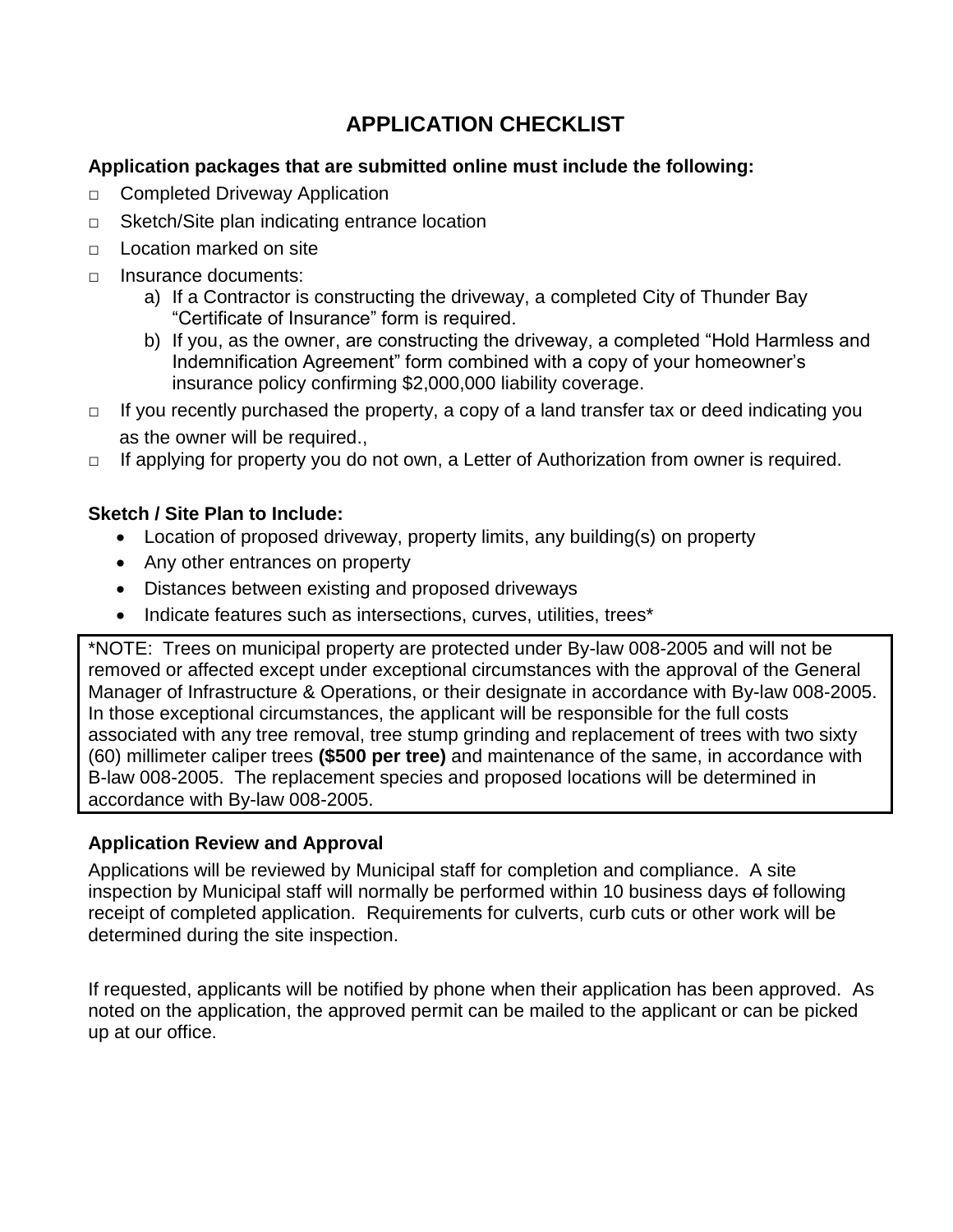# APPLICATION CHECKLIST

**Application packages that are submitted online must include the following:**

- □ Completed Driveway Application
- □ Sketch/Site plan indicating entrance location
- □ Location marked on site
- □ Insurance documents:
  - a) If a Contractor is constructing the driveway, a completed City of Thunder Bay "Certificate of Insurance" form is required.
  - b) If you, as the owner, are constructing the driveway, a completed "Hold Harmless and Indemnification Agreement" form combined with a copy of your homeowner's insurance policy confirming $2,000,000 liability coverage.
- □ If you recently purchased the property, a copy of a land transfer tax or deed indicating you as the owner will be required.,
- □ If applying for property you do not own, a Letter of Authorization from owner is required.

**Sketch / Site Plan to Include:**

- Location of proposed driveway, property limits, any building(s) on property
- Any other entrances on property
- Distances between existing and proposed driveways
- Indicate features such as intersections, curves, utilities, trees*

*NOTE: Trees on municipal property are protected under By-law 008-2005 and will not be removed or affected except under exceptional circumstances with the approval of the General Manager of Infrastructure & Operations, or their designate in accordance with By-law 008-2005. In those exceptional circumstances, the applicant will be responsible for the full costs associated with any tree removal, tree stump grinding and replacement of trees with two sixty (60) millimeter caliper trees **($500 per tree)** and maintenance of the same, in accordance with B-law 008-2005. The replacement species and proposed locations will be determined in accordance with By-law 008-2005.

**Application Review and Approval**

Applications will be reviewed by Municipal staff for completion and compliance. A site inspection by Municipal staff will normally be performed within 10 business days ~~of~~ following receipt of completed application. Requirements for culverts, curb cuts or other work will be determined during the site inspection.

If requested, applicants will be notified by phone when their application has been approved. As noted on the application, the approved permit can be mailed to the applicant or can be picked up at our office.